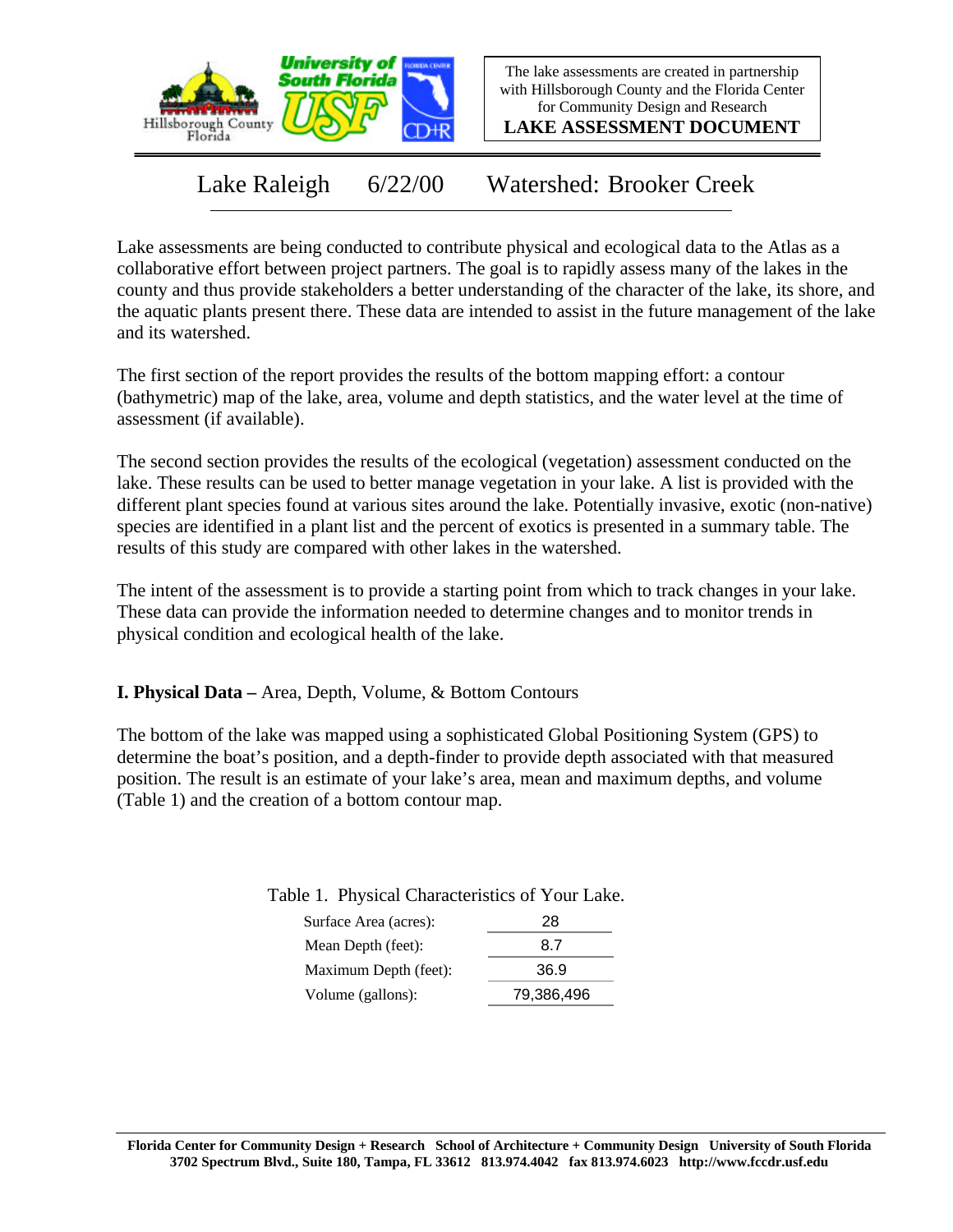The lake assessments are created in partnership with Hillsborough County and the Florida Center for Community Design and Research

**LAKE ASSESSMENT DOCUMENT**

# Lake Raleigh 6/22/00 Watershed: Brooker Creek

Lake assessments are being conducted to contribute physical and ecological data to the Atlas as a collaborative effort between project partners. The goal is to rapidly assess many of the lakes in the county and thus provide stakeholders a better understanding of the character of the lake, its shore, and the aquatic plants present there. These data are intended to assist in the future management of the lake and its watershed.

The first section of the report provides the results of the bottom mapping effort: a contour (bathymetric) map of the lake, area, volume and depth statistics, and the water level at the time of assessment (if available).

The second section provides the results of the ecological (vegetation) assessment conducted on the lake. These results can be used to better manage vegetation in your lake. A list is provided with the different plant species found at various sites around the lake. Potentially invasive, exotic (non-native) species are identified in a plant list and the percent of exotics is presented in a summary table. The results of this study are compared with other lakes in the watershed.

The intent of the assessment is to provide a starting point from which to track changes in your lake. These data can provide the information needed to determine changes and to monitor trends in physical condition and ecological health of the lake.

## I. Physical Data – Area, Depth, Volume, & Bottom Contours

The bottom of the lake was mapped using a sophisticated Global Positioning System (GPS) to determine the boat's position, and a depth-finder to provide depth associated with that measured position. The result is an estimate of your lake's area, mean and maximum depths, and volume (Table 1) and the creation of a bottom contour map.

Table 1. Physical Characteristics of Your Lake.

| | |
|---|---|
| Surface Area (acres): | 28 |
| Mean Depth (feet): | 8.7 |
| Maximum Depth (feet): | 36.9 |
| Volume (gallons): | 79,386,496 |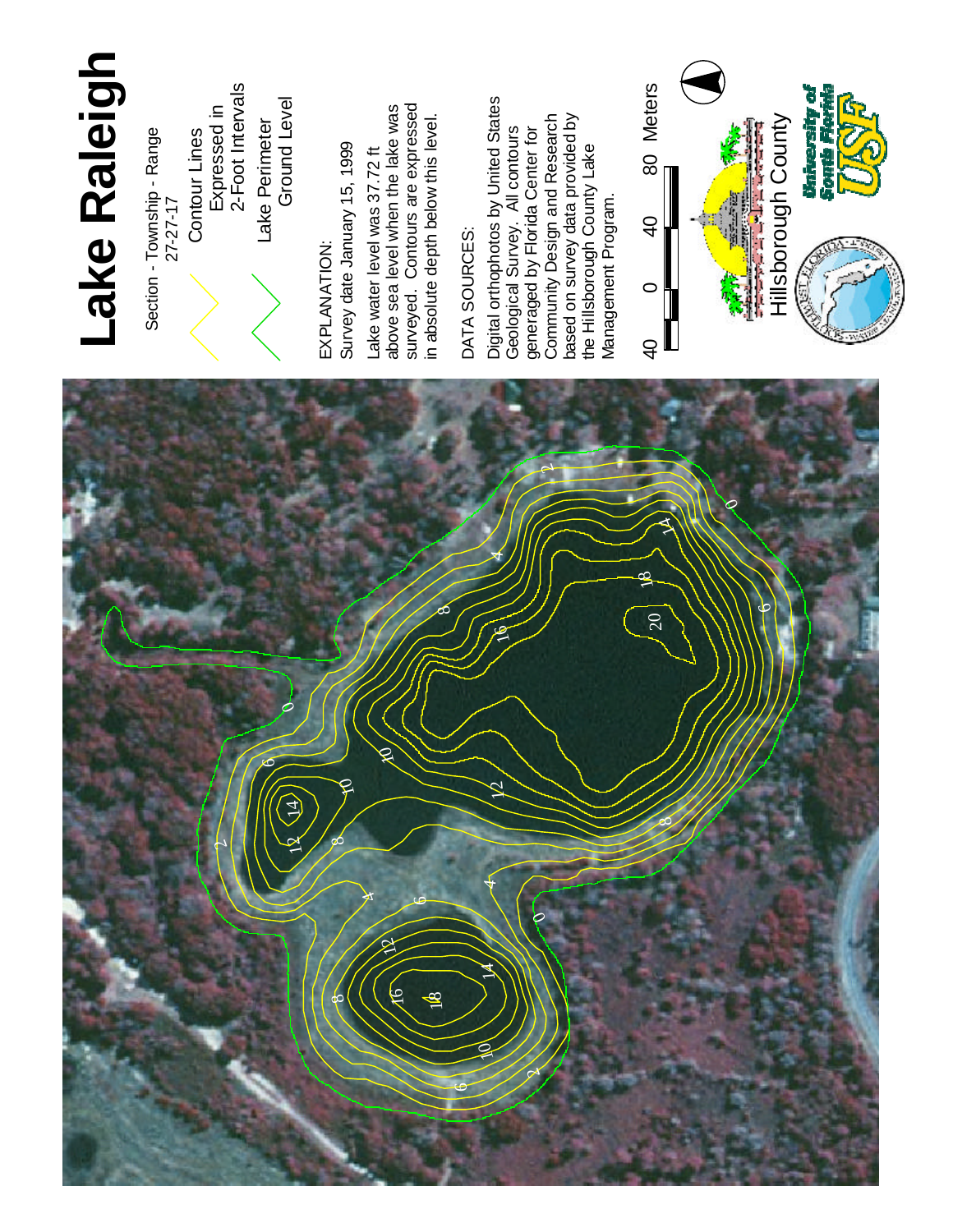# Lake Raleigh

Section - Township - Range
27-27-17

Contour Lines
Expressed in
2-Foot Intervals

Lake Perimeter
Ground Level

EXPLANATION:
Survey date January 15, 1999

Lake water level was 37.72 ft above sea level when the lake was surveyed. Contours are expressed in absolute depth below this level.

DATA SOURCES:

Digital orthophotos by United States Geological Survey. All contours generated by Florida Center for Community Design and Research based on survey data provided by the Hillsborough County Lake Management Program.

40 0 40 80 Meters

Hillsborough County

University of South Florida USF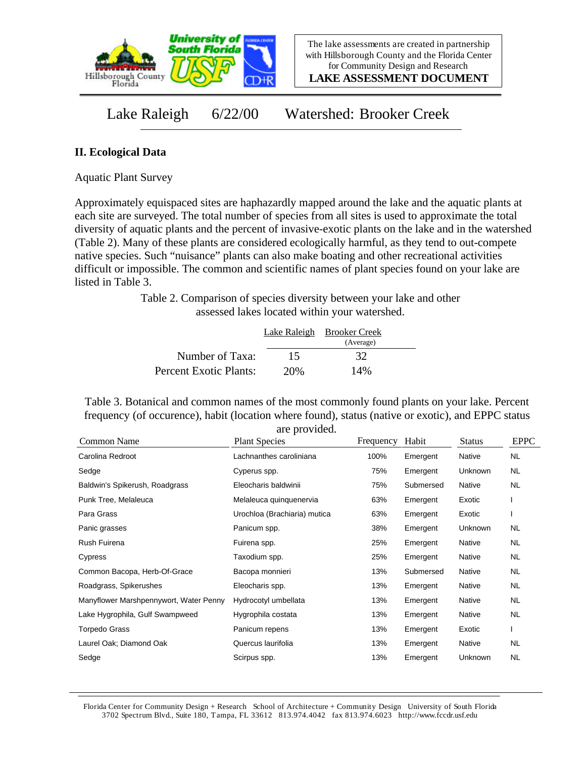The lake assessments are created in partnership with Hillsborough County and the Florida Center for Community Design and Research

**LAKE ASSESSMENT DOCUMENT**

# Lake Raleigh 6/22/00 Watershed: Brooker Creek

## II. Ecological Data

Aquatic Plant Survey

Approximately equispaced sites are haphazardly mapped around the lake and the aquatic plants at each site are surveyed. The total number of species from all sites is used to approximate the total diversity of aquatic plants and the percent of invasive-exotic plants on the lake and in the watershed (Table 2). Many of these plants are considered ecologically harmful, as they tend to out-compete native species. Such "nuisance" plants can also make boating and other recreational activities difficult or impossible. The common and scientific names of plant species found on your lake are listed in Table 3.

Table 2. Comparison of species diversity between your lake and other assessed lakes located within your watershed.

| | Lake Raleigh | Brooker Creek (Average) |
|---|---|---|
| Number of Taxa: | 15 | 32 |
| Percent Exotic Plants: | 20% | 14% |

Table 3. Botanical and common names of the most commonly found plants on your lake. Percent frequency (of occurence), habit (location where found), status (native or exotic), and EPPC status are provided.

| Common Name | Plant Species | Frequency | Habit | Status | EPPC |
|---|---|---|---|---|---|
| Carolina Redroot | Lachnanthes caroliniana | 100% | Emergent | Native | NL |
| Sedge | Cyperus spp. | 75% | Emergent | Unknown | NL |
| Baldwin's Spikerush, Roadgrass | Eleocharis baldwinii | 75% | Submersed | Native | NL |
| Punk Tree, Melaleuca | Melaleuca quinquenervia | 63% | Emergent | Exotic | I |
| Para Grass | Urochloa (Brachiaria) mutica | 63% | Emergent | Exotic | I |
| Panic grasses | Panicum spp. | 38% | Emergent | Unknown | NL |
| Rush Fuirena | Fuirena spp. | 25% | Emergent | Native | NL |
| Cypress | Taxodium spp. | 25% | Emergent | Native | NL |
| Common Bacopa, Herb-Of-Grace | Bacopa monnieri | 13% | Submersed | Native | NL |
| Roadgrass, Spikerushes | Eleocharis spp. | 13% | Emergent | Native | NL |
| Manyflower Marshpennywort, Water Penny | Hydrocotyl umbellata | 13% | Emergent | Native | NL |
| Lake Hygrophila, Gulf Swampweed | Hygrophila costata | 13% | Emergent | Native | NL |
| Torpedo Grass | Panicum repens | 13% | Emergent | Exotic | I |
| Laurel Oak; Diamond Oak | Quercus laurifolia | 13% | Emergent | Native | NL |
| Sedge | Scirpus spp. | 13% | Emergent | Unknown | NL |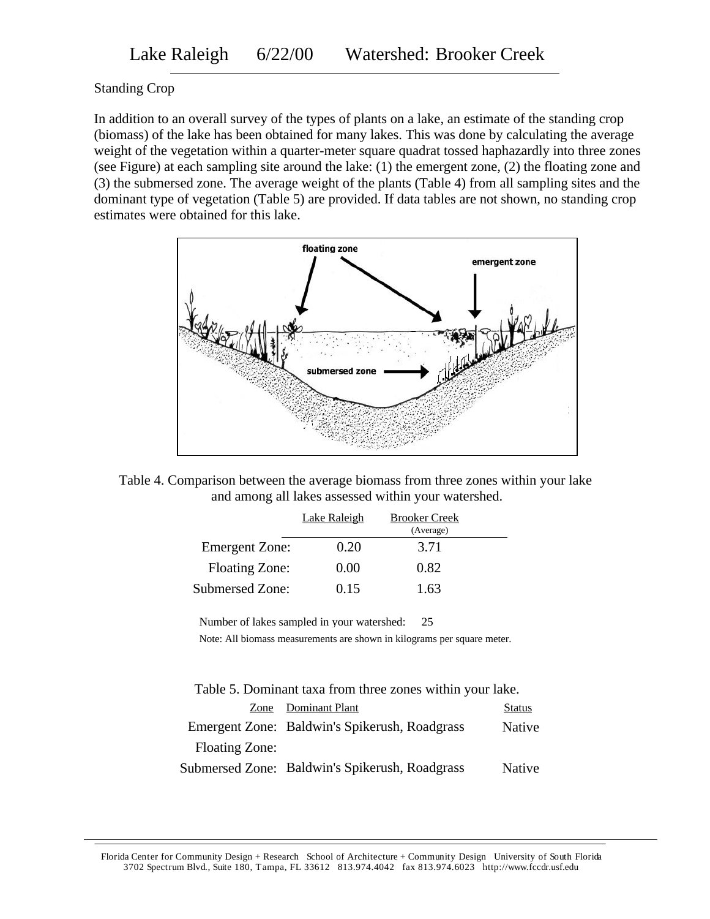# Lake Raleigh    6/22/00    Watershed: Brooker Creek

Standing Crop

In addition to an overall survey of the types of plants on a lake, an estimate of the standing crop (biomass) of the lake has been obtained for many lakes. This was done by calculating the average weight of the vegetation within a quarter-meter square quadrat tossed haphazardly into three zones (see Figure) at each sampling site around the lake: (1) the emergent zone, (2) the floating zone and (3) the submersed zone. The average weight of the plants (Table 4) from all sampling sites and the dominant type of vegetation (Table 5) are provided. If data tables are not shown, no standing crop estimates were obtained for this lake.

floating zone

emergent zone

submersed zone

Table 4. Comparison between the average biomass from three zones within your lake and among all lakes assessed within your watershed.

| | Lake Raleigh | Brooker Creek (Average) |
|---|---|---|
| Emergent Zone: | 0.20 | 3.71 |
| Floating Zone: | 0.00 | 0.82 |
| Submersed Zone: | 0.15 | 1.63 |

Number of lakes sampled in your watershed: 25

Note: All biomass measurements are shown in kilograms per square meter.

Table 5. Dominant taxa from three zones within your lake.

| Zone | Dominant Plant | Status |
|---|---|---|
| Emergent Zone: | Baldwin's Spikerush, Roadgrass | Native |
| Floating Zone: | | |
| Submersed Zone: | Baldwin's Spikerush, Roadgrass | Native |

Florida Center for Community Design + Research School of Architecture + Community Design University of South Florida
3702 Spectrum Blvd., Suite 180, Tampa, FL 33612 813.974.4042 fax 813.974.6023 http://www.fccdr.usf.edu